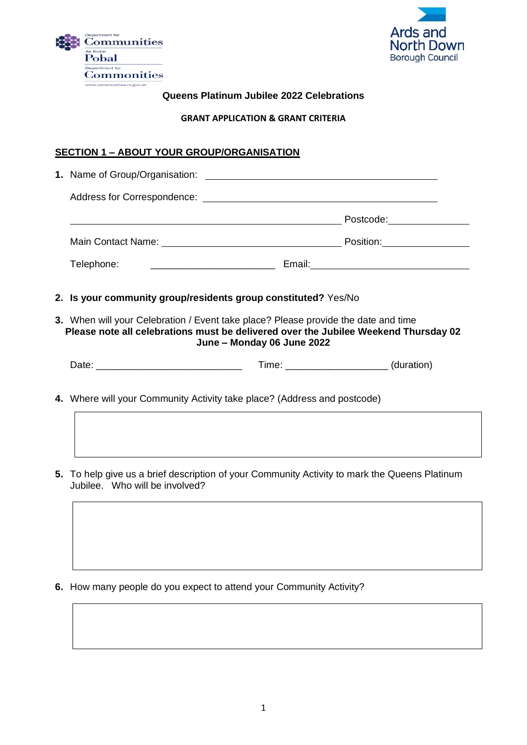Department for Communities
An Roinn Pobal
Depairtment fur Commonities
www.communities-ni.gov.uk

Ards and North Down Borough Council

**Queens Platinum Jubilee 2022 Celebrations**

**GRANT APPLICATION & GRANT CRITERIA**

## SECTION 1 – ABOUT YOUR GROUP/ORGANISATION

**1.** Name of Group/Organisation: ____________________________________________

Address for Correspondence: ____________________________________________

____________________________________________ Postcode: ______________

Main Contact Name: ________________________________ Position: ______________

Telephone: ______________________ Email: ______________________________

**2. Is your community group/residents group constituted?** Yes/No

**3.** When will your Celebration / Event take place? Please provide the date and time
**Please note all celebrations must be delivered over the Jubilee Weekend Thursday 02 June – Monday 06 June 2022**

Date: ___________________________ Time: __________________ (duration)

**4.** Where will your Community Activity take place? (Address and postcode)

**5.** To help give us a brief description of your Community Activity to mark the Queens Platinum Jubilee. Who will be involved?

**6.** How many people do you expect to attend your Community Activity?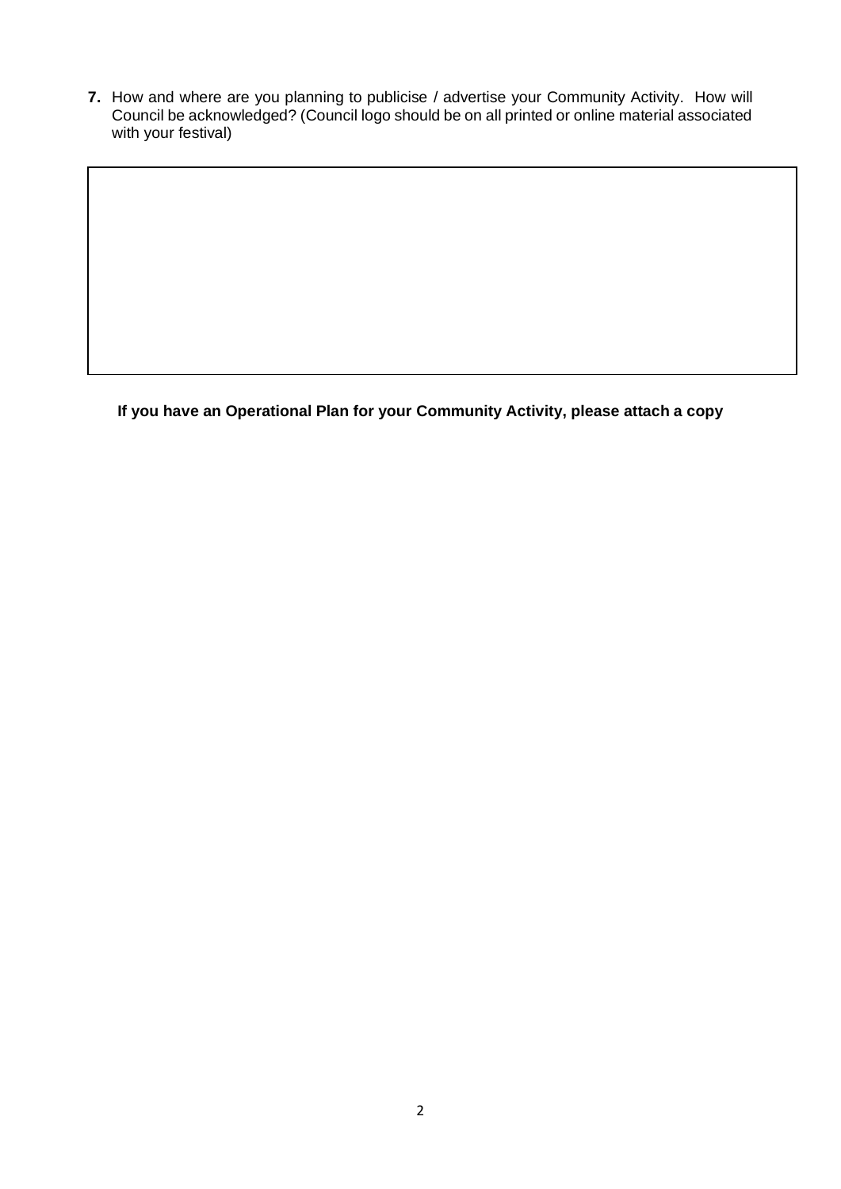**7.** How and where are you planning to publicise / advertise your Community Activity. How will Council be acknowledged? (Council logo should be on all printed or online material associated with your festival)

| |
|---|
| |

**If you have an Operational Plan for your Community Activity, please attach a copy**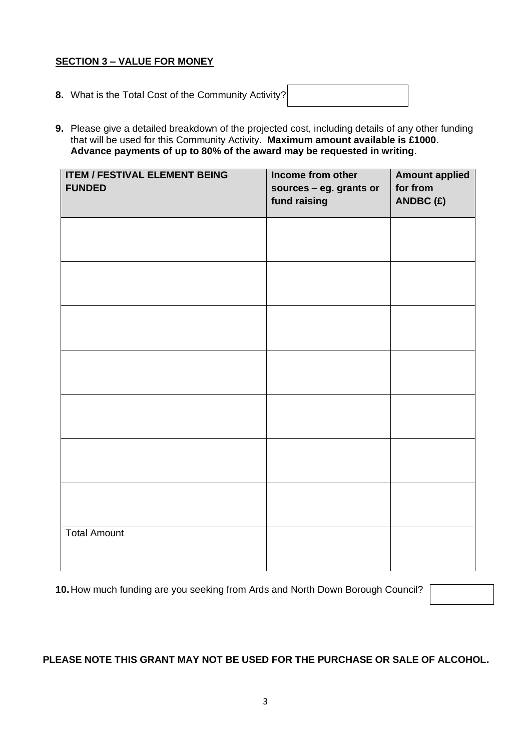**<u>SECTION 3 – VALUE FOR MONEY</u>**

**8.** What is the Total Cost of the Community Activity?

**9.** Please give a detailed breakdown of the projected cost, including details of any other funding that will be used for this Community Activity. **Maximum amount available is £1000**. **Advance payments of up to 80% of the award may be requested in writing**.

| ITEM / FESTIVAL ELEMENT BEING FUNDED | Income from other sources – eg. grants or fund raising | Amount applied for from ANDBC (£) |
|---|---|---|
| | | |
| | | |
| | | |
| | | |
| | | |
| | | |
| | | |
| Total Amount | | |

**10.** How much funding are you seeking from Ards and North Down Borough Council?

**PLEASE NOTE THIS GRANT MAY NOT BE USED FOR THE PURCHASE OR SALE OF ALCOHOL.**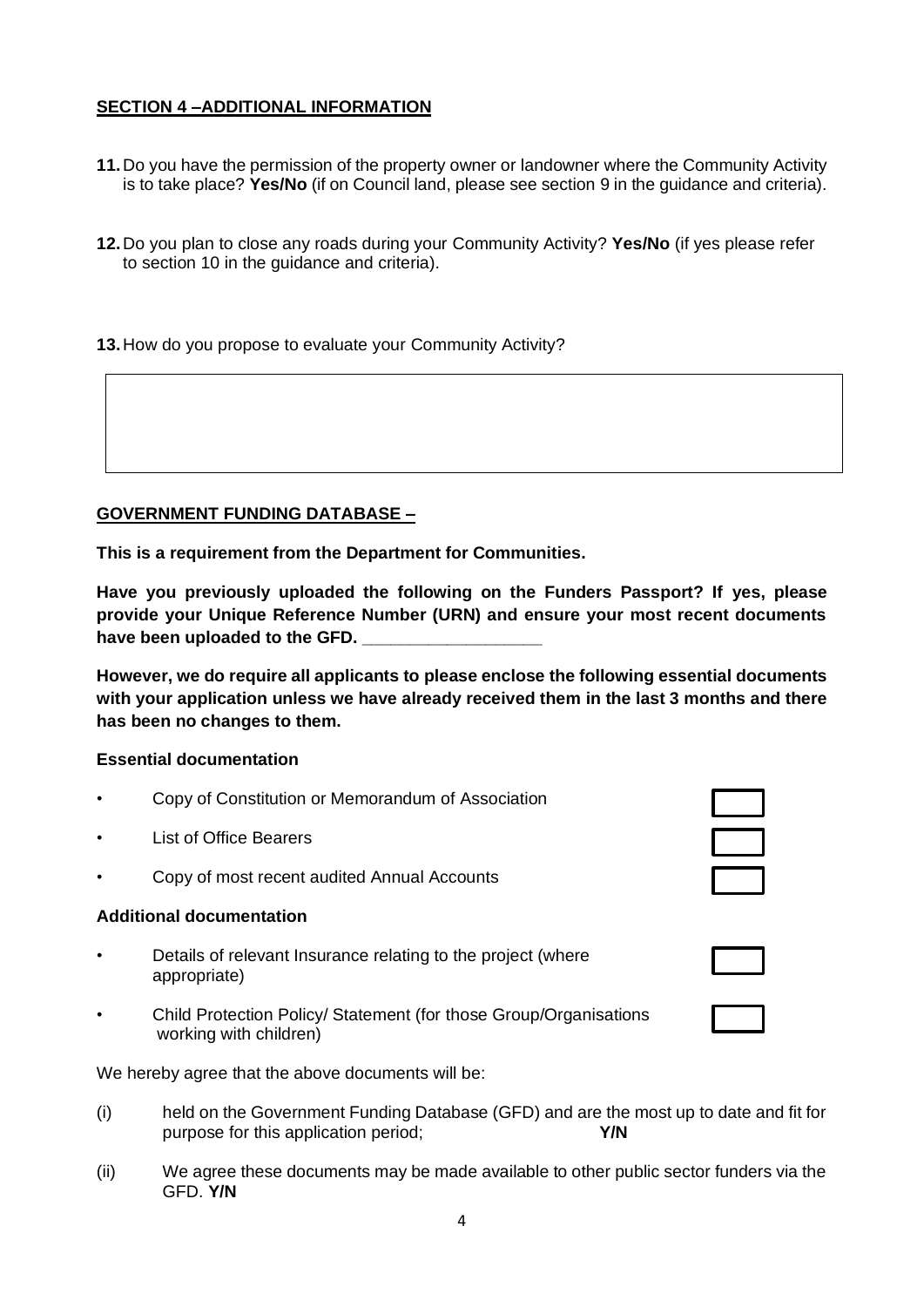**SECTION 4 –ADDITIONAL INFORMATION**

**11.** Do you have the permission of the property owner or landowner where the Community Activity is to take place? **Yes/No** (if on Council land, please see section 9 in the guidance and criteria).

**12.** Do you plan to close any roads during your Community Activity? **Yes/No** (if yes please refer to section 10 in the guidance and criteria).

**13.** How do you propose to evaluate your Community Activity?

| |
|---|
| |

**GOVERNMENT FUNDING DATABASE –**

**This is a requirement from the Department for Communities.**

**Have you previously uploaded the following on the Funders Passport? If yes, please provide your Unique Reference Number (URN) and ensure your most recent documents have been uploaded to the GFD. ___________________**

**However, we do require all applicants to please enclose the following essential documents with your application unless we have already received them in the last 3 months and there has been no changes to them.**

**Essential documentation**

- Copy of Constitution or Memorandum of Association ☐
- List of Office Bearers ☐
- Copy of most recent audited Annual Accounts ☐

**Additional documentation**

- Details of relevant Insurance relating to the project (where appropriate) ☐
- Child Protection Policy/ Statement (for those Group/Organisations working with children) ☐

We hereby agree that the above documents will be:

(i) held on the Government Funding Database (GFD) and are the most up to date and fit for purpose for this application period; **Y/N**

(ii) We agree these documents may be made available to other public sector funders via the GFD. **Y/N**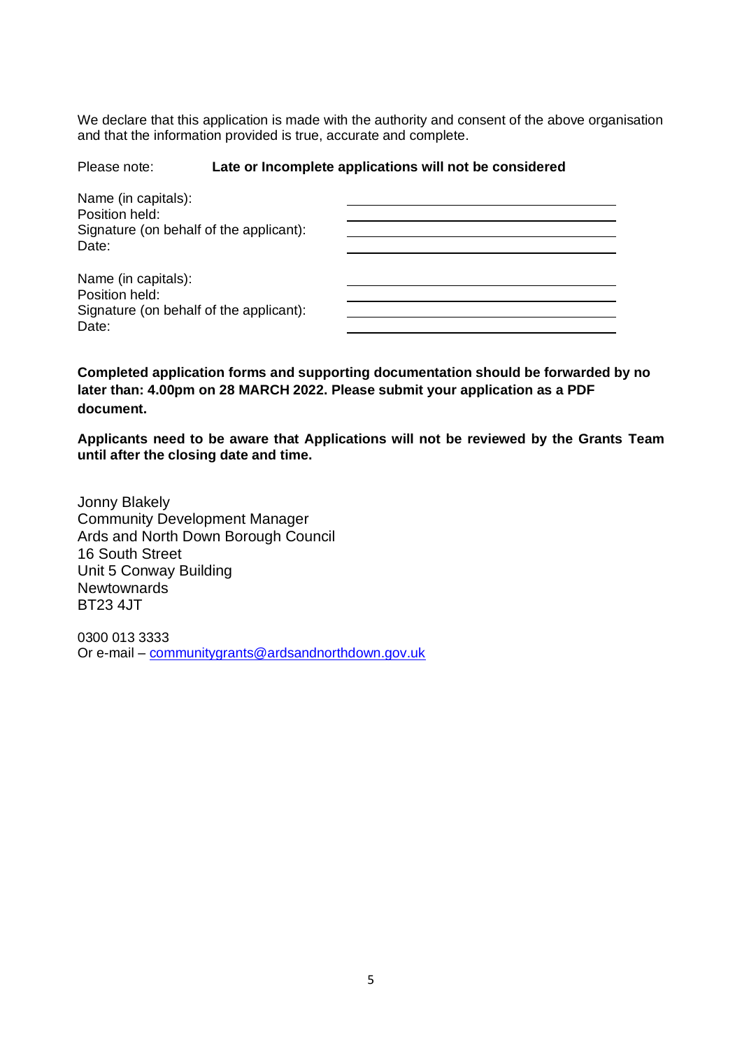We declare that this application is made with the authority and consent of the above organisation and that the information provided is true, accurate and complete.

Please note: **Late or Incomplete applications will not be considered**

| | |
|---|---|
| Name (in capitals): | ______________________ |
| Position held: | ______________________ |
| Signature (on behalf of the applicant): | ______________________ |
| Date: | ______________________ |

| | |
|---|---|
| Name (in capitals): | ______________________ |
| Position held: | ______________________ |
| Signature (on behalf of the applicant): | ______________________ |
| Date: | ______________________ |

**Completed application forms and supporting documentation should be forwarded by no later than: 4.00pm on 28 MARCH 2022. Please submit your application as a PDF document.**

**Applicants need to be aware that Applications will not be reviewed by the Grants Team until after the closing date and time.**

Jonny Blakely
Community Development Manager
Ards and North Down Borough Council
16 South Street
Unit 5 Conway Building
Newtownards
BT23 4JT

0300 013 3333
Or e-mail – communitygrants@ardsandnorthdown.gov.uk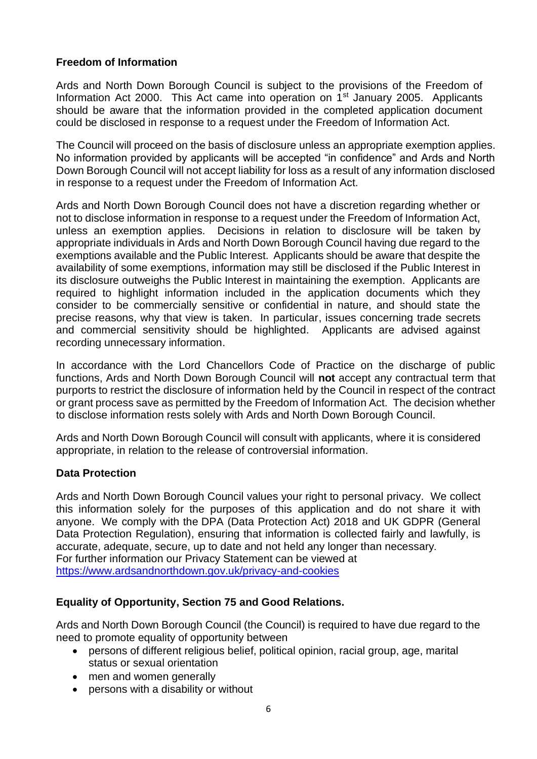**Freedom of Information**

Ards and North Down Borough Council is subject to the provisions of the Freedom of Information Act 2000. This Act came into operation on 1st January 2005. Applicants should be aware that the information provided in the completed application document could be disclosed in response to a request under the Freedom of Information Act.

The Council will proceed on the basis of disclosure unless an appropriate exemption applies. No information provided by applicants will be accepted "in confidence" and Ards and North Down Borough Council will not accept liability for loss as a result of any information disclosed in response to a request under the Freedom of Information Act.

Ards and North Down Borough Council does not have a discretion regarding whether or not to disclose information in response to a request under the Freedom of Information Act, unless an exemption applies. Decisions in relation to disclosure will be taken by appropriate individuals in Ards and North Down Borough Council having due regard to the exemptions available and the Public Interest. Applicants should be aware that despite the availability of some exemptions, information may still be disclosed if the Public Interest in its disclosure outweighs the Public Interest in maintaining the exemption. Applicants are required to highlight information included in the application documents which they consider to be commercially sensitive or confidential in nature, and should state the precise reasons, why that view is taken. In particular, issues concerning trade secrets and commercial sensitivity should be highlighted. Applicants are advised against recording unnecessary information.

In accordance with the Lord Chancellors Code of Practice on the discharge of public functions, Ards and North Down Borough Council will **not** accept any contractual term that purports to restrict the disclosure of information held by the Council in respect of the contract or grant process save as permitted by the Freedom of Information Act. The decision whether to disclose information rests solely with Ards and North Down Borough Council.

Ards and North Down Borough Council will consult with applicants, where it is considered appropriate, in relation to the release of controversial information.

**Data Protection**

Ards and North Down Borough Council values your right to personal privacy. We collect this information solely for the purposes of this application and do not share it with anyone. We comply with the DPA (Data Protection Act) 2018 and UK GDPR (General Data Protection Regulation), ensuring that information is collected fairly and lawfully, is accurate, adequate, secure, up to date and not held any longer than necessary.
For further information our Privacy Statement can be viewed at
https://www.ardsandnorthdown.gov.uk/privacy-and-cookies

**Equality of Opportunity, Section 75 and Good Relations.**

Ards and North Down Borough Council (the Council) is required to have due regard to the need to promote equality of opportunity between

- persons of different religious belief, political opinion, racial group, age, marital status or sexual orientation
- men and women generally
- persons with a disability or without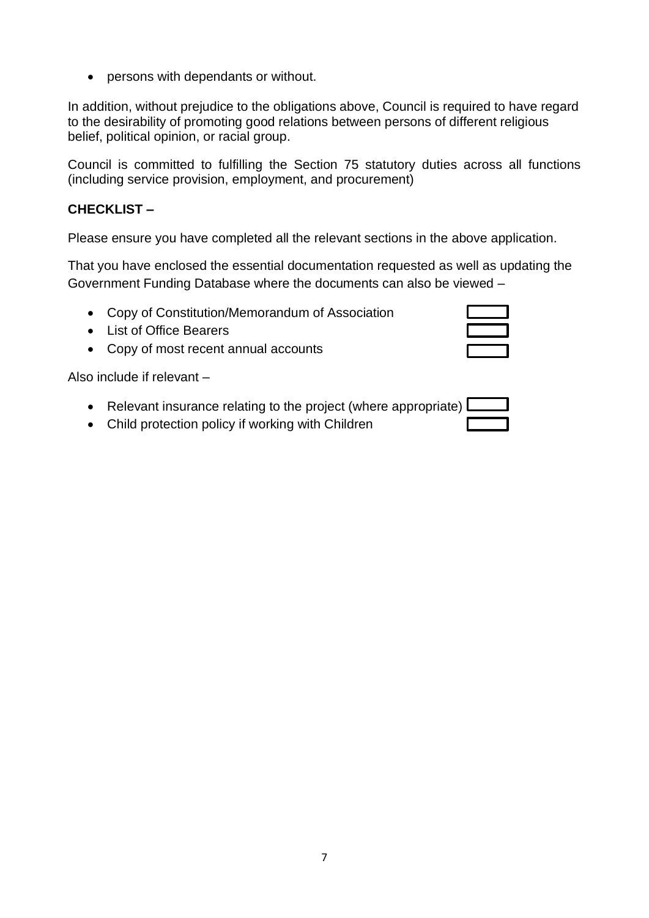- persons with dependants or without.

In addition, without prejudice to the obligations above, Council is required to have regard to the desirability of promoting good relations between persons of different religious belief, political opinion, or racial group.

Council is committed to fulfilling the Section 75 statutory duties across all functions (including service provision, employment, and procurement)

**CHECKLIST –**

Please ensure you have completed all the relevant sections in the above application.

That you have enclosed the essential documentation requested as well as updating the Government Funding Database where the documents can also be viewed –

- Copy of Constitution/Memorandum of Association ☐
- List of Office Bearers ☐
- Copy of most recent annual accounts ☐

Also include if relevant –

- Relevant insurance relating to the project (where appropriate) ☐
- Child protection policy if working with Children ☐